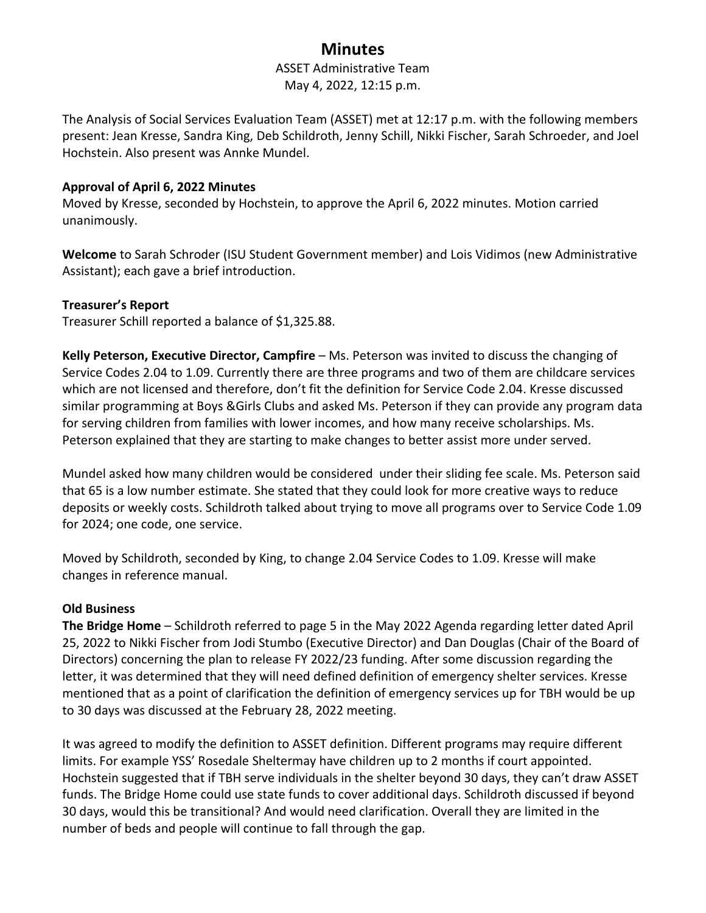# Minutes

ASSET Administrative Team
May 4, 2022, 12:15 p.m.

The Analysis of Social Services Evaluation Team (ASSET) met at 12:17 p.m. with the following members present: Jean Kresse, Sandra King, Deb Schildroth, Jenny Schill, Nikki Fischer, Sarah Schroeder, and Joel Hochstein. Also present was Annke Mundel.

**Approval of April 6, 2022 Minutes**
Moved by Kresse, seconded by Hochstein, to approve the April 6, 2022 minutes. Motion carried unanimously.

**Welcome** to Sarah Schroder (ISU Student Government member) and Lois Vidimos (new Administrative Assistant); each gave a brief introduction.

**Treasurer's Report**
Treasurer Schill reported a balance of $1,325.88.

**Kelly Peterson, Executive Director, Campfire** – Ms. Peterson was invited to discuss the changing of Service Codes 2.04 to 1.09. Currently there are three programs and two of them are childcare services which are not licensed and therefore, don't fit the definition for Service Code 2.04. Kresse discussed similar programming at Boys &Girls Clubs and asked Ms. Peterson if they can provide any program data for serving children from families with lower incomes, and how many receive scholarships. Ms. Peterson explained that they are starting to make changes to better assist more under served.

Mundel asked how many children would be considered under their sliding fee scale. Ms. Peterson said that 65 is a low number estimate. She stated that they could look for more creative ways to reduce deposits or weekly costs. Schildroth talked about trying to move all programs over to Service Code 1.09 for 2024; one code, one service.

Moved by Schildroth, seconded by King, to change 2.04 Service Codes to 1.09. Kresse will make changes in reference manual.

**Old Business**
**The Bridge Home** – Schildroth referred to page 5 in the May 2022 Agenda regarding letter dated April 25, 2022 to Nikki Fischer from Jodi Stumbo (Executive Director) and Dan Douglas (Chair of the Board of Directors) concerning the plan to release FY 2022/23 funding. After some discussion regarding the letter, it was determined that they will need defined definition of emergency shelter services. Kresse mentioned that as a point of clarification the definition of emergency services up for TBH would be up to 30 days was discussed at the February 28, 2022 meeting.

It was agreed to modify the definition to ASSET definition. Different programs may require different limits. For example YSS' Rosedale Sheltermay have children up to 2 months if court appointed. Hochstein suggested that if TBH serve individuals in the shelter beyond 30 days, they can't draw ASSET funds. The Bridge Home could use state funds to cover additional days. Schildroth discussed if beyond 30 days, would this be transitional? And would need clarification. Overall they are limited in the number of beds and people will continue to fall through the gap.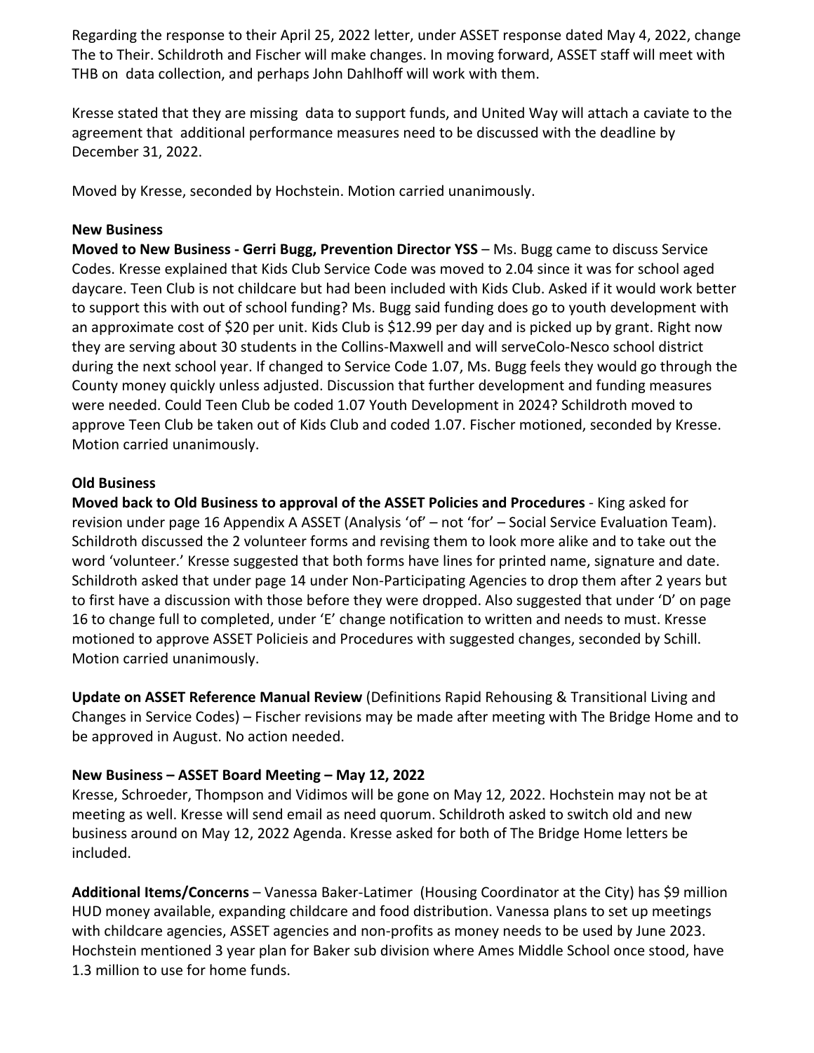Regarding the response to their April 25, 2022 letter, under ASSET response dated May 4, 2022, change The to Their. Schildroth and Fischer will make changes. In moving forward, ASSET staff will meet with THB on data collection, and perhaps John Dahlhoff will work with them.

Kresse stated that they are missing data to support funds, and United Way will attach a caviate to the agreement that additional performance measures need to be discussed with the deadline by December 31, 2022.

Moved by Kresse, seconded by Hochstein. Motion carried unanimously.

**New Business**

**Moved to New Business - Gerri Bugg, Prevention Director YSS** – Ms. Bugg came to discuss Service Codes. Kresse explained that Kids Club Service Code was moved to 2.04 since it was for school aged daycare. Teen Club is not childcare but had been included with Kids Club. Asked if it would work better to support this with out of school funding? Ms. Bugg said funding does go to youth development with an approximate cost of $20 per unit. Kids Club is $12.99 per day and is picked up by grant. Right now they are serving about 30 students in the Collins-Maxwell and will serveColo-Nesco school district during the next school year. If changed to Service Code 1.07, Ms. Bugg feels they would go through the County money quickly unless adjusted. Discussion that further development and funding measures were needed. Could Teen Club be coded 1.07 Youth Development in 2024? Schildroth moved to approve Teen Club be taken out of Kids Club and coded 1.07. Fischer motioned, seconded by Kresse. Motion carried unanimously.

**Old Business**

**Moved back to Old Business to approval of the ASSET Policies and Procedures** - King asked for revision under page 16 Appendix A ASSET (Analysis 'of' – not 'for' – Social Service Evaluation Team). Schildroth discussed the 2 volunteer forms and revising them to look more alike and to take out the word 'volunteer.' Kresse suggested that both forms have lines for printed name, signature and date. Schildroth asked that under page 14 under Non-Participating Agencies to drop them after 2 years but to first have a discussion with those before they were dropped. Also suggested that under 'D' on page 16 to change full to completed, under 'E' change notification to written and needs to must. Kresse motioned to approve ASSET Policieis and Procedures with suggested changes, seconded by Schill. Motion carried unanimously.

**Update on ASSET Reference Manual Review** (Definitions Rapid Rehousing & Transitional Living and Changes in Service Codes) – Fischer revisions may be made after meeting with The Bridge Home and to be approved in August. No action needed.

**New Business – ASSET Board Meeting – May 12, 2022**

Kresse, Schroeder, Thompson and Vidimos will be gone on May 12, 2022. Hochstein may not be at meeting as well. Kresse will send email as need quorum. Schildroth asked to switch old and new business around on May 12, 2022 Agenda. Kresse asked for both of The Bridge Home letters be included.

**Additional Items/Concerns** – Vanessa Baker-Latimer (Housing Coordinator at the City) has $9 million HUD money available, expanding childcare and food distribution. Vanessa plans to set up meetings with childcare agencies, ASSET agencies and non-profits as money needs to be used by June 2023. Hochstein mentioned 3 year plan for Baker sub division where Ames Middle School once stood, have 1.3 million to use for home funds.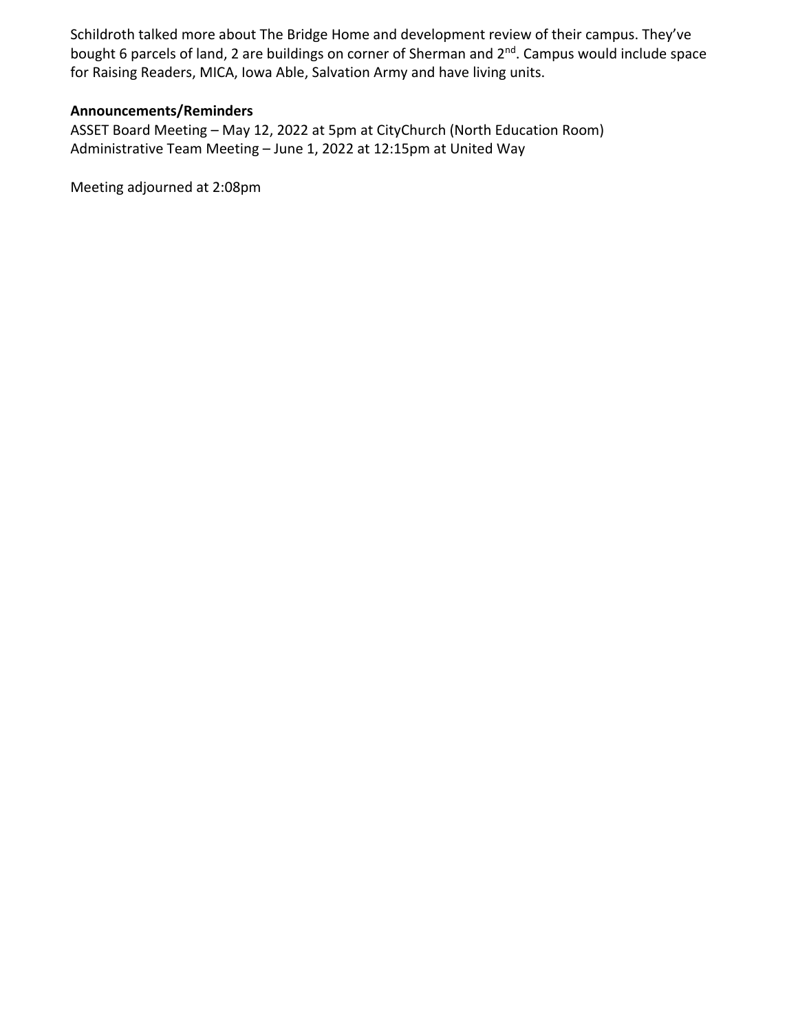Schildroth talked more about The Bridge Home and development review of their campus. They've bought 6 parcels of land, 2 are buildings on corner of Sherman and 2nd. Campus would include space for Raising Readers, MICA, Iowa Able, Salvation Army and have living units.

**Announcements/Reminders**

ASSET Board Meeting – May 12, 2022 at 5pm at CityChurch (North Education Room)
Administrative Team Meeting – June 1, 2022 at 12:15pm at United Way

Meeting adjourned at 2:08pm